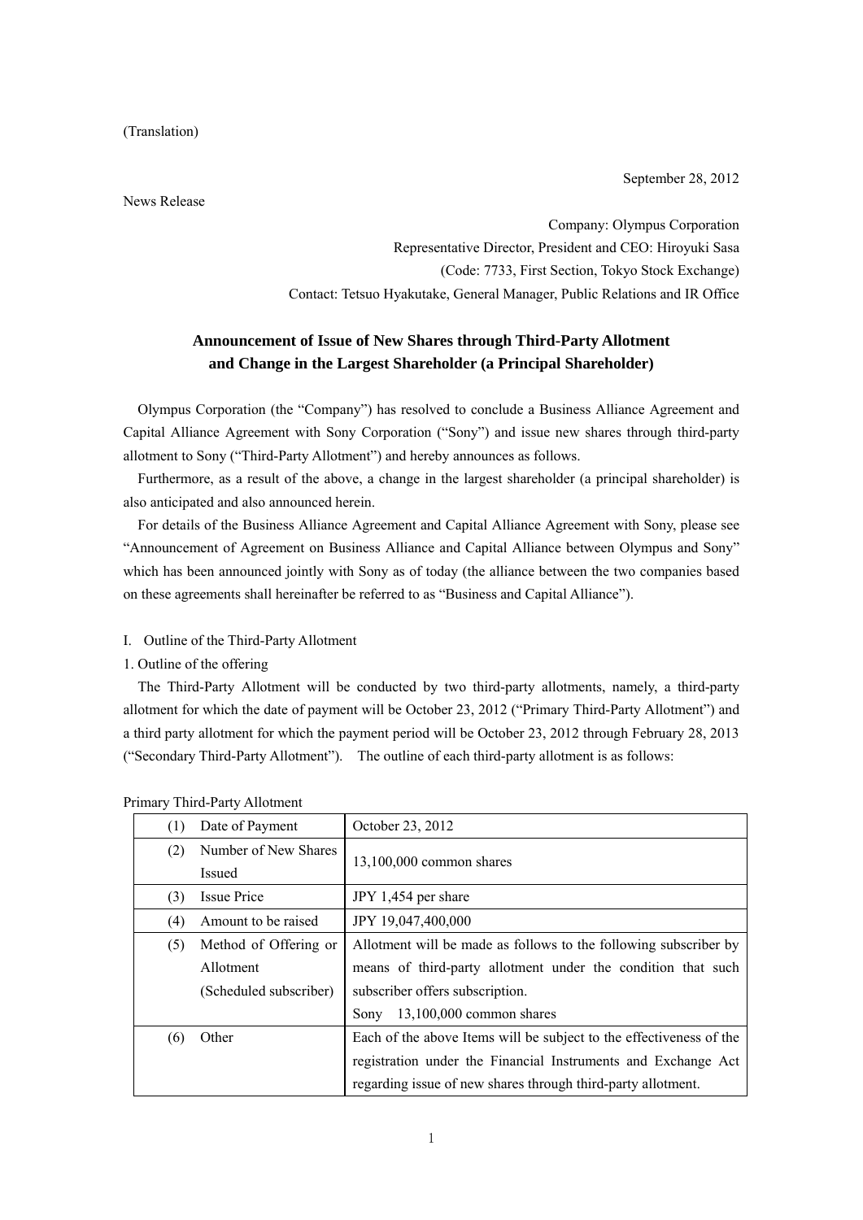(Translation)

September 28, 2012

News Release

Company: Olympus Corporation
Representative Director, President and CEO: Hiroyuki Sasa
(Code: 7733, First Section, Tokyo Stock Exchange)
Contact: Tetsuo Hyakutake, General Manager, Public Relations and IR Office

# Announcement of Issue of New Shares through Third-Party Allotment and Change in the Largest Shareholder (a Principal Shareholder)

Olympus Corporation (the "Company") has resolved to conclude a Business Alliance Agreement and Capital Alliance Agreement with Sony Corporation ("Sony") and issue new shares through third-party allotment to Sony ("Third-Party Allotment") and hereby announces as follows.

Furthermore, as a result of the above, a change in the largest shareholder (a principal shareholder) is also anticipated and also announced herein.

For details of the Business Alliance Agreement and Capital Alliance Agreement with Sony, please see "Announcement of Agreement on Business Alliance and Capital Alliance between Olympus and Sony" which has been announced jointly with Sony as of today (the alliance between the two companies based on these agreements shall hereinafter be referred to as "Business and Capital Alliance").

## I. Outline of the Third-Party Allotment

### 1. Outline of the offering

The Third-Party Allotment will be conducted by two third-party allotments, namely, a third-party allotment for which the date of payment will be October 23, 2012 ("Primary Third-Party Allotment") and a third party allotment for which the payment period will be October 23, 2012 through February 28, 2013 ("Secondary Third-Party Allotment"). The outline of each third-party allotment is as follows:

Primary Third-Party Allotment

| | |
|---|---|
| (1) Date of Payment | October 23, 2012 |
| (2) Number of New Shares Issued | 13,100,000 common shares |
| (3) Issue Price | JPY 1,454 per share |
| (4) Amount to be raised | JPY 19,047,400,000 |
| (5) Method of Offering or Allotment (Scheduled subscriber) | Allotment will be made as follows to the following subscriber by means of third-party allotment under the condition that such subscriber offers subscription.<br>Sony 13,100,000 common shares |
| (6) Other | Each of the above Items will be subject to the effectiveness of the registration under the Financial Instruments and Exchange Act regarding issue of new shares through third-party allotment. |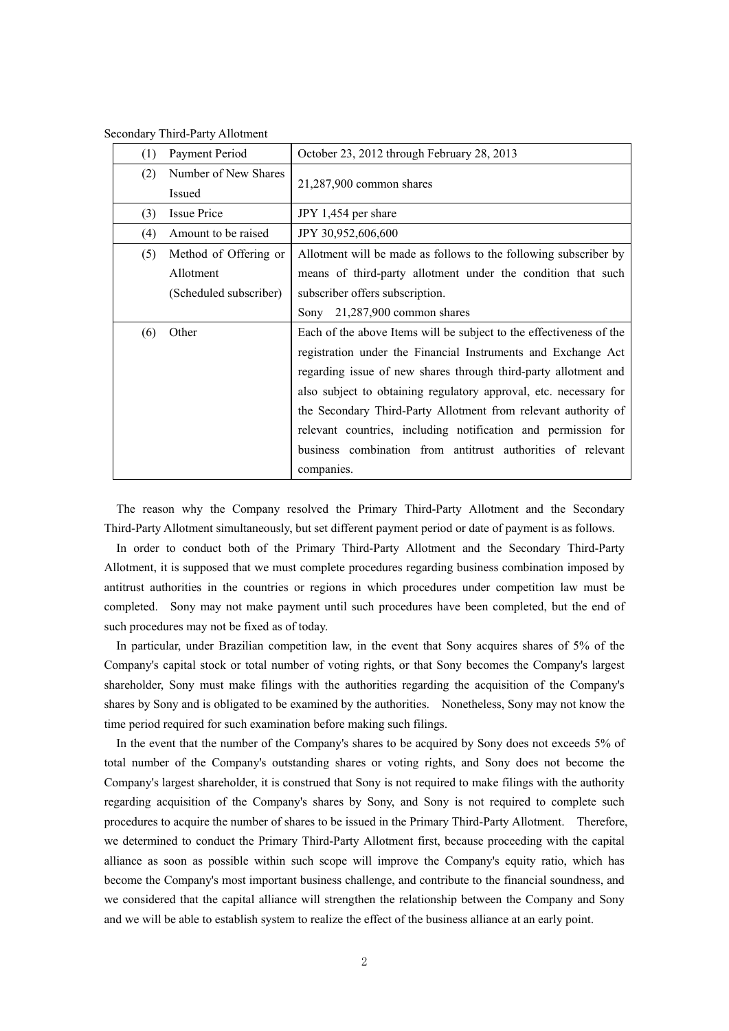Secondary Third-Party Allotment

| | | |
|---|---|---|
| (1) | Payment Period | October 23, 2012 through February 28, 2013 |
| (2) | Number of New Shares Issued | 21,287,900 common shares |
| (3) | Issue Price | JPY 1,454 per share |
| (4) | Amount to be raised | JPY 30,952,606,600 |
| (5) | Method of Offering or Allotment (Scheduled subscriber) | Allotment will be made as follows to the following subscriber by means of third-party allotment under the condition that such subscriber offers subscription.<br>Sony 21,287,900 common shares |
| (6) | Other | Each of the above Items will be subject to the effectiveness of the registration under the Financial Instruments and Exchange Act regarding issue of new shares through third-party allotment and also subject to obtaining regulatory approval, etc. necessary for the Secondary Third-Party Allotment from relevant authority of relevant countries, including notification and permission for business combination from antitrust authorities of relevant companies. |

The reason why the Company resolved the Primary Third-Party Allotment and the Secondary Third-Party Allotment simultaneously, but set different payment period or date of payment is as follows.

In order to conduct both of the Primary Third-Party Allotment and the Secondary Third-Party Allotment, it is supposed that we must complete procedures regarding business combination imposed by antitrust authorities in the countries or regions in which procedures under competition law must be completed. Sony may not make payment until such procedures have been completed, but the end of such procedures may not be fixed as of today.

In particular, under Brazilian competition law, in the event that Sony acquires shares of 5% of the Company's capital stock or total number of voting rights, or that Sony becomes the Company's largest shareholder, Sony must make filings with the authorities regarding the acquisition of the Company's shares by Sony and is obligated to be examined by the authorities. Nonetheless, Sony may not know the time period required for such examination before making such filings.

In the event that the number of the Company's shares to be acquired by Sony does not exceeds 5% of total number of the Company's outstanding shares or voting rights, and Sony does not become the Company's largest shareholder, it is construed that Sony is not required to make filings with the authority regarding acquisition of the Company's shares by Sony, and Sony is not required to complete such procedures to acquire the number of shares to be issued in the Primary Third-Party Allotment. Therefore, we determined to conduct the Primary Third-Party Allotment first, because proceeding with the capital alliance as soon as possible within such scope will improve the Company's equity ratio, which has become the Company's most important business challenge, and contribute to the financial soundness, and we considered that the capital alliance will strengthen the relationship between the Company and Sony and we will be able to establish system to realize the effect of the business alliance at an early point.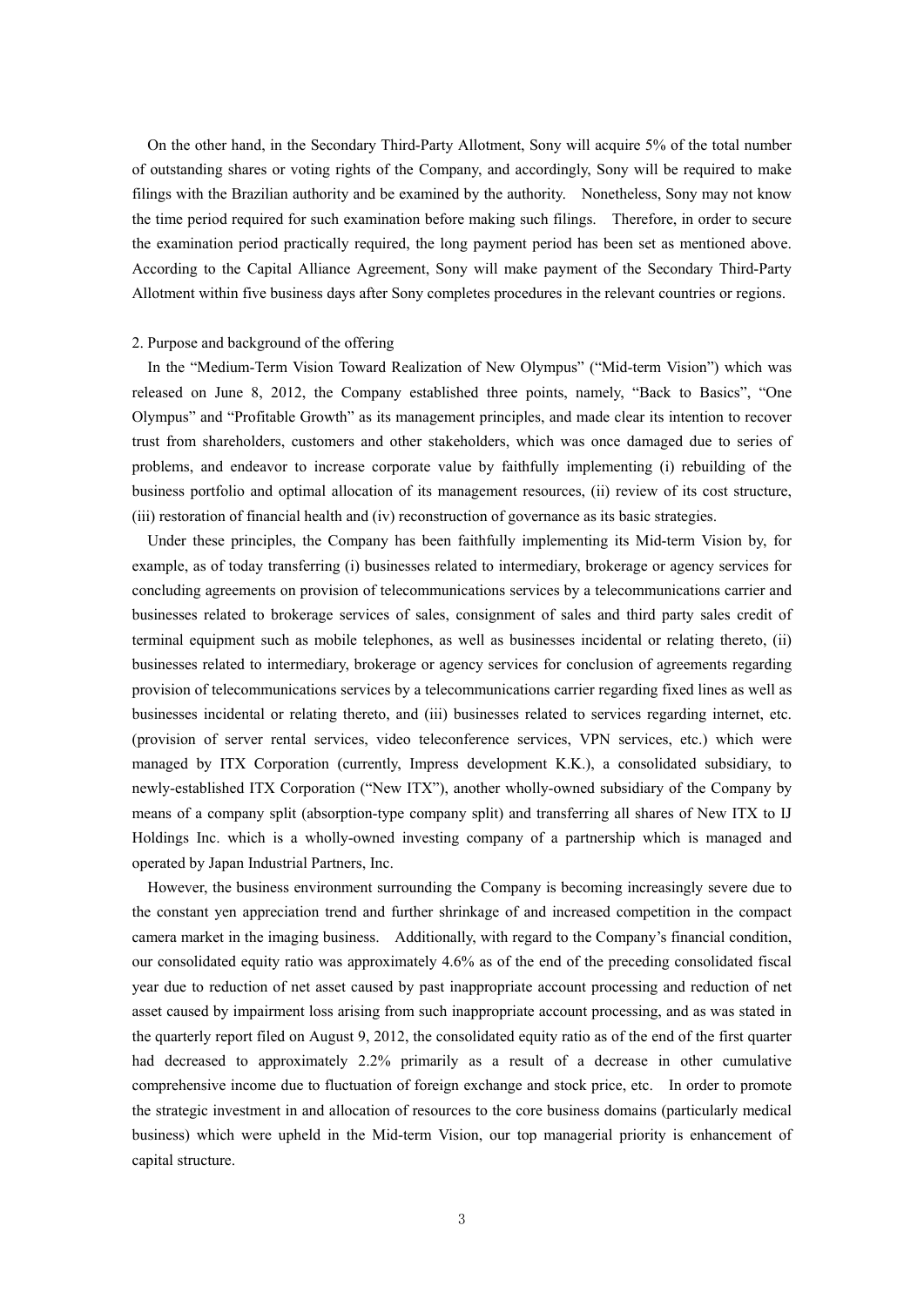On the other hand, in the Secondary Third-Party Allotment, Sony will acquire 5% of the total number of outstanding shares or voting rights of the Company, and accordingly, Sony will be required to make filings with the Brazilian authority and be examined by the authority. Nonetheless, Sony may not know the time period required for such examination before making such filings. Therefore, in order to secure the examination period practically required, the long payment period has been set as mentioned above. According to the Capital Alliance Agreement, Sony will make payment of the Secondary Third-Party Allotment within five business days after Sony completes procedures in the relevant countries or regions.

2. Purpose and background of the offering

In the "Medium-Term Vision Toward Realization of New Olympus" ("Mid-term Vision") which was released on June 8, 2012, the Company established three points, namely, "Back to Basics", "One Olympus" and "Profitable Growth" as its management principles, and made clear its intention to recover trust from shareholders, customers and other stakeholders, which was once damaged due to series of problems, and endeavor to increase corporate value by faithfully implementing (i) rebuilding of the business portfolio and optimal allocation of its management resources, (ii) review of its cost structure, (iii) restoration of financial health and (iv) reconstruction of governance as its basic strategies.

Under these principles, the Company has been faithfully implementing its Mid-term Vision by, for example, as of today transferring (i) businesses related to intermediary, brokerage or agency services for concluding agreements on provision of telecommunications services by a telecommunications carrier and businesses related to brokerage services of sales, consignment of sales and third party sales credit of terminal equipment such as mobile telephones, as well as businesses incidental or relating thereto, (ii) businesses related to intermediary, brokerage or agency services for conclusion of agreements regarding provision of telecommunications services by a telecommunications carrier regarding fixed lines as well as businesses incidental or relating thereto, and (iii) businesses related to services regarding internet, etc. (provision of server rental services, video teleconference services, VPN services, etc.) which were managed by ITX Corporation (currently, Impress development K.K.), a consolidated subsidiary, to newly-established ITX Corporation ("New ITX"), another wholly-owned subsidiary of the Company by means of a company split (absorption-type company split) and transferring all shares of New ITX to IJ Holdings Inc. which is a wholly-owned investing company of a partnership which is managed and operated by Japan Industrial Partners, Inc.

However, the business environment surrounding the Company is becoming increasingly severe due to the constant yen appreciation trend and further shrinkage of and increased competition in the compact camera market in the imaging business. Additionally, with regard to the Company's financial condition, our consolidated equity ratio was approximately 4.6% as of the end of the preceding consolidated fiscal year due to reduction of net asset caused by past inappropriate account processing and reduction of net asset caused by impairment loss arising from such inappropriate account processing, and as was stated in the quarterly report filed on August 9, 2012, the consolidated equity ratio as of the end of the first quarter had decreased to approximately 2.2% primarily as a result of a decrease in other cumulative comprehensive income due to fluctuation of foreign exchange and stock price, etc. In order to promote the strategic investment in and allocation of resources to the core business domains (particularly medical business) which were upheld in the Mid-term Vision, our top managerial priority is enhancement of capital structure.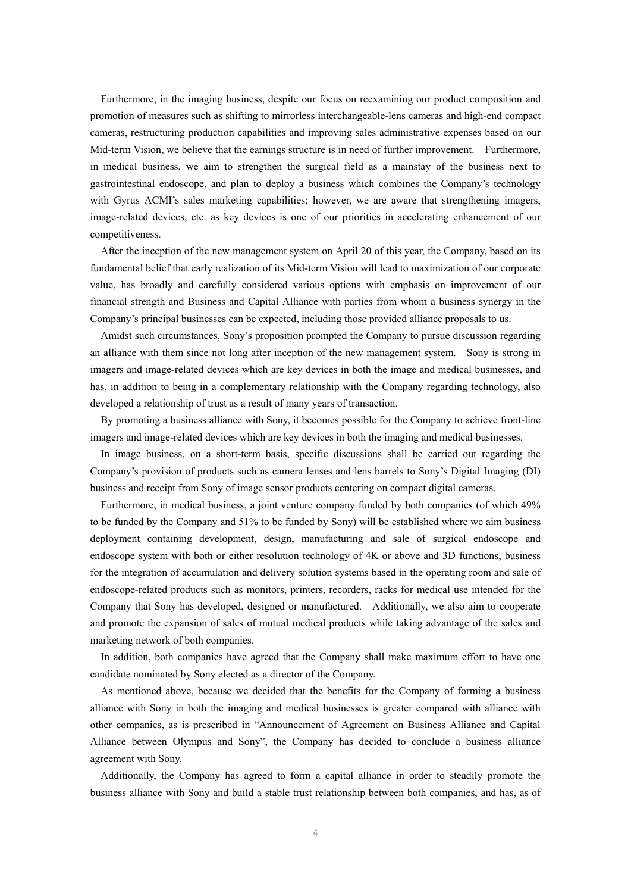Furthermore, in the imaging business, despite our focus on reexamining our product composition and promotion of measures such as shifting to mirrorless interchangeable-lens cameras and high-end compact cameras, restructuring production capabilities and improving sales administrative expenses based on our Mid-term Vision, we believe that the earnings structure is in need of further improvement. Furthermore, in medical business, we aim to strengthen the surgical field as a mainstay of the business next to gastrointestinal endoscope, and plan to deploy a business which combines the Company's technology with Gyrus ACMI's sales marketing capabilities; however, we are aware that strengthening imagers, image-related devices, etc. as key devices is one of our priorities in accelerating enhancement of our competitiveness.

After the inception of the new management system on April 20 of this year, the Company, based on its fundamental belief that early realization of its Mid-term Vision will lead to maximization of our corporate value, has broadly and carefully considered various options with emphasis on improvement of our financial strength and Business and Capital Alliance with parties from whom a business synergy in the Company's principal businesses can be expected, including those provided alliance proposals to us.

Amidst such circumstances, Sony's proposition prompted the Company to pursue discussion regarding an alliance with them since not long after inception of the new management system. Sony is strong in imagers and image-related devices which are key devices in both the image and medical businesses, and has, in addition to being in a complementary relationship with the Company regarding technology, also developed a relationship of trust as a result of many years of transaction.

By promoting a business alliance with Sony, it becomes possible for the Company to achieve front-line imagers and image-related devices which are key devices in both the imaging and medical businesses.

In image business, on a short-term basis, specific discussions shall be carried out regarding the Company's provision of products such as camera lenses and lens barrels to Sony's Digital Imaging (DI) business and receipt from Sony of image sensor products centering on compact digital cameras.

Furthermore, in medical business, a joint venture company funded by both companies (of which 49% to be funded by the Company and 51% to be funded by Sony) will be established where we aim business deployment containing development, design, manufacturing and sale of surgical endoscope and endoscope system with both or either resolution technology of 4K or above and 3D functions, business for the integration of accumulation and delivery solution systems based in the operating room and sale of endoscope-related products such as monitors, printers, recorders, racks for medical use intended for the Company that Sony has developed, designed or manufactured. Additionally, we also aim to cooperate and promote the expansion of sales of mutual medical products while taking advantage of the sales and marketing network of both companies.

In addition, both companies have agreed that the Company shall make maximum effort to have one candidate nominated by Sony elected as a director of the Company.

As mentioned above, because we decided that the benefits for the Company of forming a business alliance with Sony in both the imaging and medical businesses is greater compared with alliance with other companies, as is prescribed in "Announcement of Agreement on Business Alliance and Capital Alliance between Olympus and Sony", the Company has decided to conclude a business alliance agreement with Sony.

Additionally, the Company has agreed to form a capital alliance in order to steadily promote the business alliance with Sony and build a stable trust relationship between both companies, and has, as of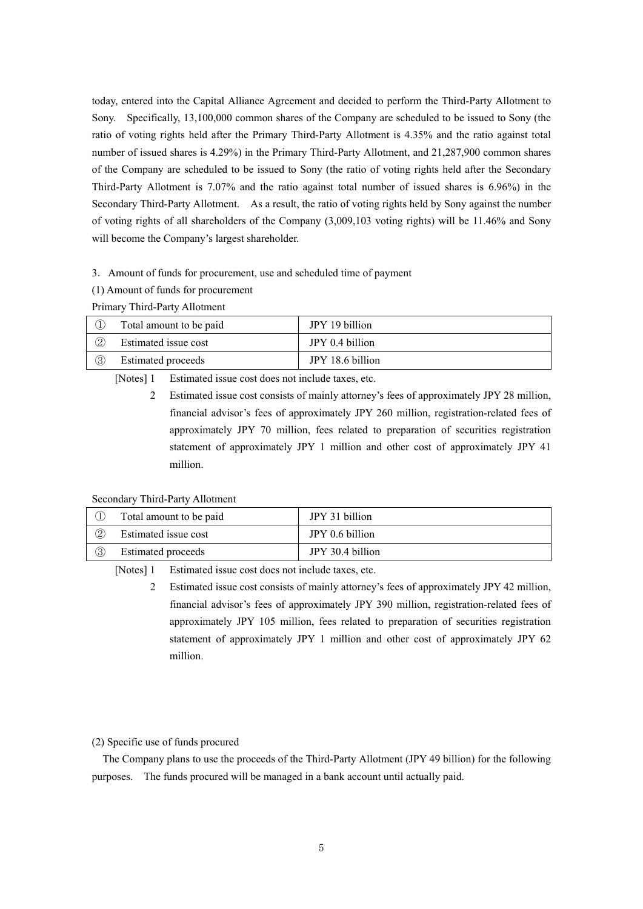today, entered into the Capital Alliance Agreement and decided to perform the Third-Party Allotment to Sony. Specifically, 13,100,000 common shares of the Company are scheduled to be issued to Sony (the ratio of voting rights held after the Primary Third-Party Allotment is 4.35% and the ratio against total number of issued shares is 4.29%) in the Primary Third-Party Allotment, and 21,287,900 common shares of the Company are scheduled to be issued to Sony (the ratio of voting rights held after the Secondary Third-Party Allotment is 7.07% and the ratio against total number of issued shares is 6.96%) in the Secondary Third-Party Allotment. As a result, the ratio of voting rights held by Sony against the number of voting rights of all shareholders of the Company (3,009,103 voting rights) will be 11.46% and Sony will become the Company's largest shareholder.

3．Amount of funds for procurement, use and scheduled time of payment

(1) Amount of funds for procurement

Primary Third-Party Allotment

| | | |
|---|---|---|
| ① | Total amount to be paid | JPY 19 billion |
| ② | Estimated issue cost | JPY 0.4 billion |
| ③ | Estimated proceeds | JPY 18.6 billion |

[Notes] 1 Estimated issue cost does not include taxes, etc.

2 Estimated issue cost consists of mainly attorney's fees of approximately JPY 28 million, financial advisor's fees of approximately JPY 260 million, registration-related fees of approximately JPY 70 million, fees related to preparation of securities registration statement of approximately JPY 1 million and other cost of approximately JPY 41 million.

Secondary Third-Party Allotment

| | | |
|---|---|---|
| ① | Total amount to be paid | JPY 31 billion |
| ② | Estimated issue cost | JPY 0.6 billion |
| ③ | Estimated proceeds | JPY 30.4 billion |

[Notes] 1 Estimated issue cost does not include taxes, etc.

2 Estimated issue cost consists of mainly attorney's fees of approximately JPY 42 million, financial advisor's fees of approximately JPY 390 million, registration-related fees of approximately JPY 105 million, fees related to preparation of securities registration statement of approximately JPY 1 million and other cost of approximately JPY 62 million.

(2) Specific use of funds procured

The Company plans to use the proceeds of the Third-Party Allotment (JPY 49 billion) for the following purposes. The funds procured will be managed in a bank account until actually paid.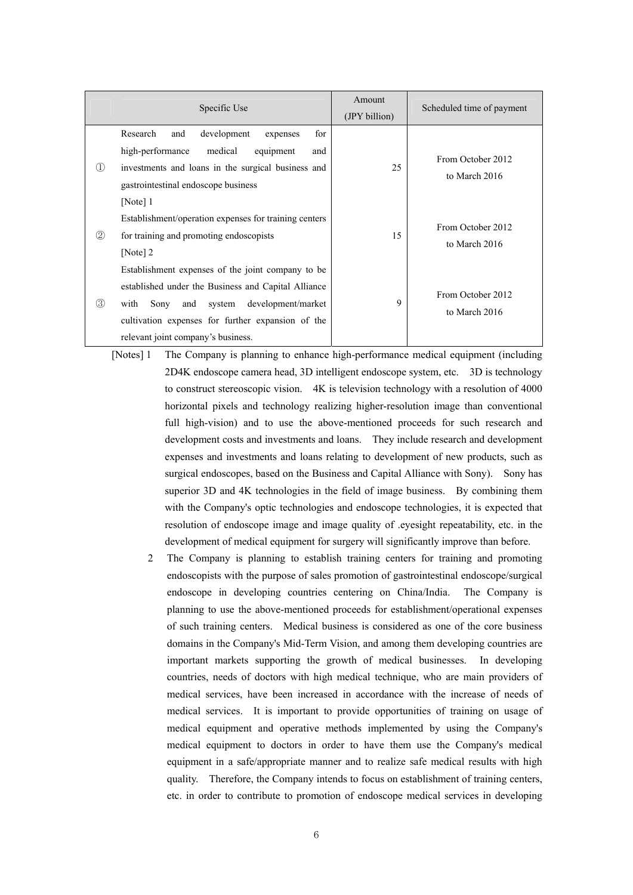|  | Specific Use | Amount (JPY billion) | Scheduled time of payment |
|---|---|---|---|
| ① | Research and development expenses for high-performance medical equipment and investments and loans in the surgical business and gastrointestinal endoscope business [Note] 1 | 25 | From October 2012 to March 2016 |
| ② | Establishment/operation expenses for training centers for training and promoting endoscopists [Note] 2 | 15 | From October 2012 to March 2016 |
| ③ | Establishment expenses of the joint company to be established under the Business and Capital Alliance with Sony and system development/market cultivation expenses for further expansion of the relevant joint company's business. | 9 | From October 2012 to March 2016 |

[Notes] 1 The Company is planning to enhance high-performance medical equipment (including 2D4K endoscope camera head, 3D intelligent endoscope system, etc. 3D is technology to construct stereoscopic vision. 4K is television technology with a resolution of 4000 horizontal pixels and technology realizing higher-resolution image than conventional full high-vision) and to use the above-mentioned proceeds for such research and development costs and investments and loans. They include research and development expenses and investments and loans relating to development of new products, such as surgical endoscopes, based on the Business and Capital Alliance with Sony). Sony has superior 3D and 4K technologies in the field of image business. By combining them with the Company's optic technologies and endoscope technologies, it is expected that resolution of endoscope image and image quality of .eyesight repeatability, etc. in the development of medical equipment for surgery will significantly improve than before.

2 The Company is planning to establish training centers for training and promoting endoscopists with the purpose of sales promotion of gastrointestinal endoscope/surgical endoscope in developing countries centering on China/India. The Company is planning to use the above-mentioned proceeds for establishment/operational expenses of such training centers. Medical business is considered as one of the core business domains in the Company's Mid-Term Vision, and among them developing countries are important markets supporting the growth of medical businesses. In developing countries, needs of doctors with high medical technique, who are main providers of medical services, have been increased in accordance with the increase of needs of medical services. It is important to provide opportunities of training on usage of medical equipment and operative methods implemented by using the Company's medical equipment to doctors in order to have them use the Company's medical equipment in a safe/appropriate manner and to realize safe medical results with high quality. Therefore, the Company intends to focus on establishment of training centers, etc. in order to contribute to promotion of endoscope medical services in developing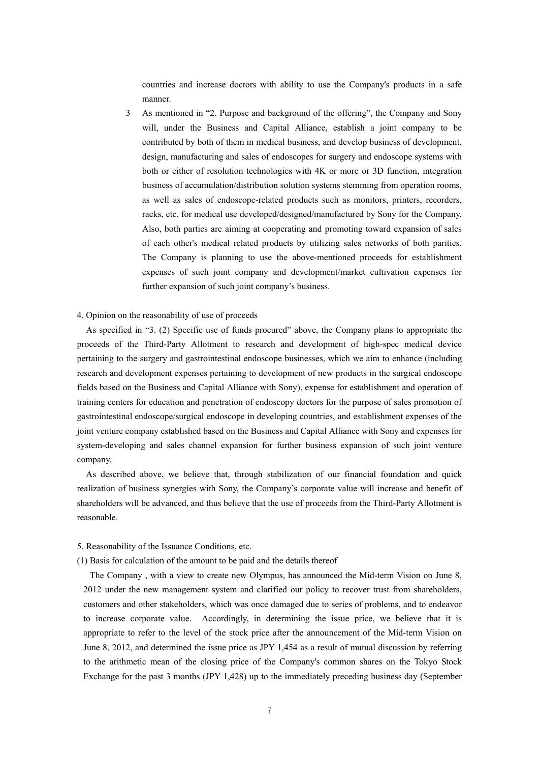countries and increase doctors with ability to use the Company's products in a safe manner.

3 As mentioned in “2. Purpose and background of the offering”, the Company and Sony will, under the Business and Capital Alliance, establish a joint company to be contributed by both of them in medical business, and develop business of development, design, manufacturing and sales of endoscopes for surgery and endoscope systems with both or either of resolution technologies with 4K or more or 3D function, integration business of accumulation/distribution solution systems stemming from operation rooms, as well as sales of endoscope-related products such as monitors, printers, recorders, racks, etc. for medical use developed/designed/manufactured by Sony for the Company. Also, both parties are aiming at cooperating and promoting toward expansion of sales of each other's medical related products by utilizing sales networks of both parities. The Company is planning to use the above-mentioned proceeds for establishment expenses of such joint company and development/market cultivation expenses for further expansion of such joint company’s business.

4. Opinion on the reasonability of use of proceeds

As specified in “3. (2) Specific use of funds procured” above, the Company plans to appropriate the proceeds of the Third-Party Allotment to research and development of high-spec medical device pertaining to the surgery and gastrointestinal endoscope businesses, which we aim to enhance (including research and development expenses pertaining to development of new products in the surgical endoscope fields based on the Business and Capital Alliance with Sony), expense for establishment and operation of training centers for education and penetration of endoscopy doctors for the purpose of sales promotion of gastrointestinal endoscope/surgical endoscope in developing countries, and establishment expenses of the joint venture company established based on the Business and Capital Alliance with Sony and expenses for system-developing and sales channel expansion for further business expansion of such joint venture company.

As described above, we believe that, through stabilization of our financial foundation and quick realization of business synergies with Sony, the Company’s corporate value will increase and benefit of shareholders will be advanced, and thus believe that the use of proceeds from the Third-Party Allotment is reasonable.

5. Reasonability of the Issuance Conditions, etc.

(1) Basis for calculation of the amount to be paid and the details thereof

The Company , with a view to create new Olympus, has announced the Mid-term Vision on June 8, 2012 under the new management system and clarified our policy to recover trust from shareholders, customers and other stakeholders, which was once damaged due to series of problems, and to endeavor to increase corporate value. Accordingly, in determining the issue price, we believe that it is appropriate to refer to the level of the stock price after the announcement of the Mid-term Vision on June 8, 2012, and determined the issue price as JPY 1,454 as a result of mutual discussion by referring to the arithmetic mean of the closing price of the Company's common shares on the Tokyo Stock Exchange for the past 3 months (JPY 1,428) up to the immediately preceding business day (September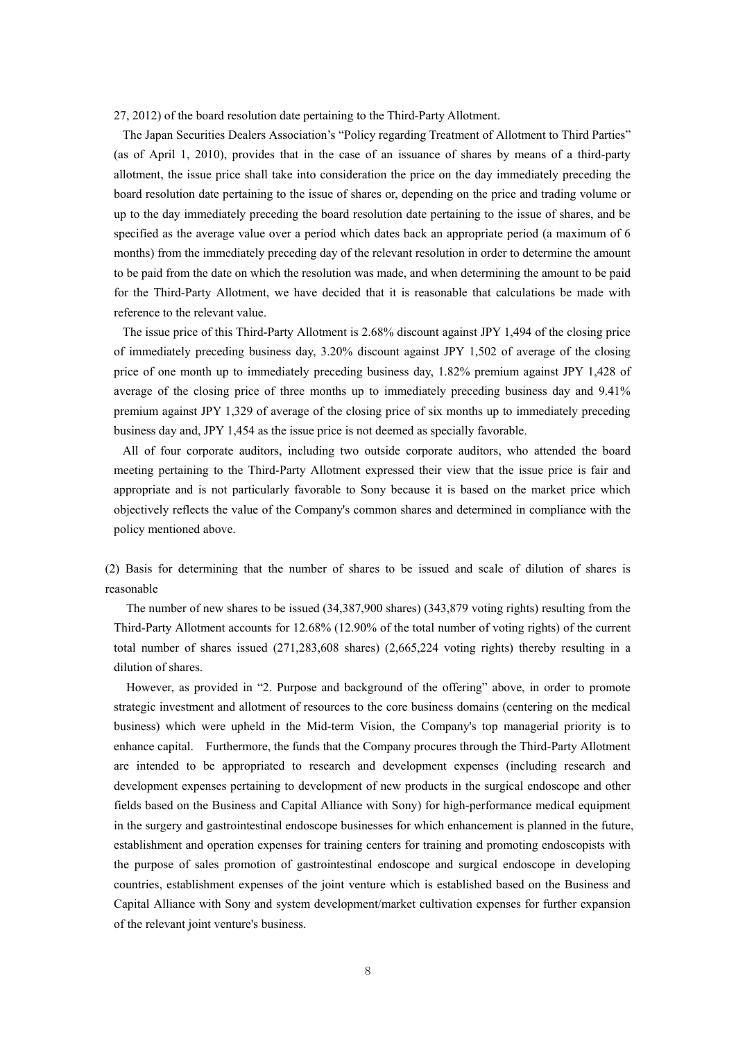27, 2012) of the board resolution date pertaining to the Third-Party Allotment.

The Japan Securities Dealers Association's "Policy regarding Treatment of Allotment to Third Parties" (as of April 1, 2010), provides that in the case of an issuance of shares by means of a third-party allotment, the issue price shall take into consideration the price on the day immediately preceding the board resolution date pertaining to the issue of shares or, depending on the price and trading volume or up to the day immediately preceding the board resolution date pertaining to the issue of shares, and be specified as the average value over a period which dates back an appropriate period (a maximum of 6 months) from the immediately preceding day of the relevant resolution in order to determine the amount to be paid from the date on which the resolution was made, and when determining the amount to be paid for the Third-Party Allotment, we have decided that it is reasonable that calculations be made with reference to the relevant value.

The issue price of this Third-Party Allotment is 2.68% discount against JPY 1,494 of the closing price of immediately preceding business day, 3.20% discount against JPY 1,502 of average of the closing price of one month up to immediately preceding business day, 1.82% premium against JPY 1,428 of average of the closing price of three months up to immediately preceding business day and 9.41% premium against JPY 1,329 of average of the closing price of six months up to immediately preceding business day and, JPY 1,454 as the issue price is not deemed as specially favorable.

All of four corporate auditors, including two outside corporate auditors, who attended the board meeting pertaining to the Third-Party Allotment expressed their view that the issue price is fair and appropriate and is not particularly favorable to Sony because it is based on the market price which objectively reflects the value of the Company's common shares and determined in compliance with the policy mentioned above.

(2) Basis for determining that the number of shares to be issued and scale of dilution of shares is reasonable

The number of new shares to be issued (34,387,900 shares) (343,879 voting rights) resulting from the Third-Party Allotment accounts for 12.68% (12.90% of the total number of voting rights) of the current total number of shares issued (271,283,608 shares) (2,665,224 voting rights) thereby resulting in a dilution of shares.

However, as provided in "2. Purpose and background of the offering" above, in order to promote strategic investment and allotment of resources to the core business domains (centering on the medical business) which were upheld in the Mid-term Vision, the Company's top managerial priority is to enhance capital. Furthermore, the funds that the Company procures through the Third-Party Allotment are intended to be appropriated to research and development expenses (including research and development expenses pertaining to development of new products in the surgical endoscope and other fields based on the Business and Capital Alliance with Sony) for high-performance medical equipment in the surgery and gastrointestinal endoscope businesses for which enhancement is planned in the future, establishment and operation expenses for training centers for training and promoting endoscopists with the purpose of sales promotion of gastrointestinal endoscope and surgical endoscope in developing countries, establishment expenses of the joint venture which is established based on the Business and Capital Alliance with Sony and system development/market cultivation expenses for further expansion of the relevant joint venture's business.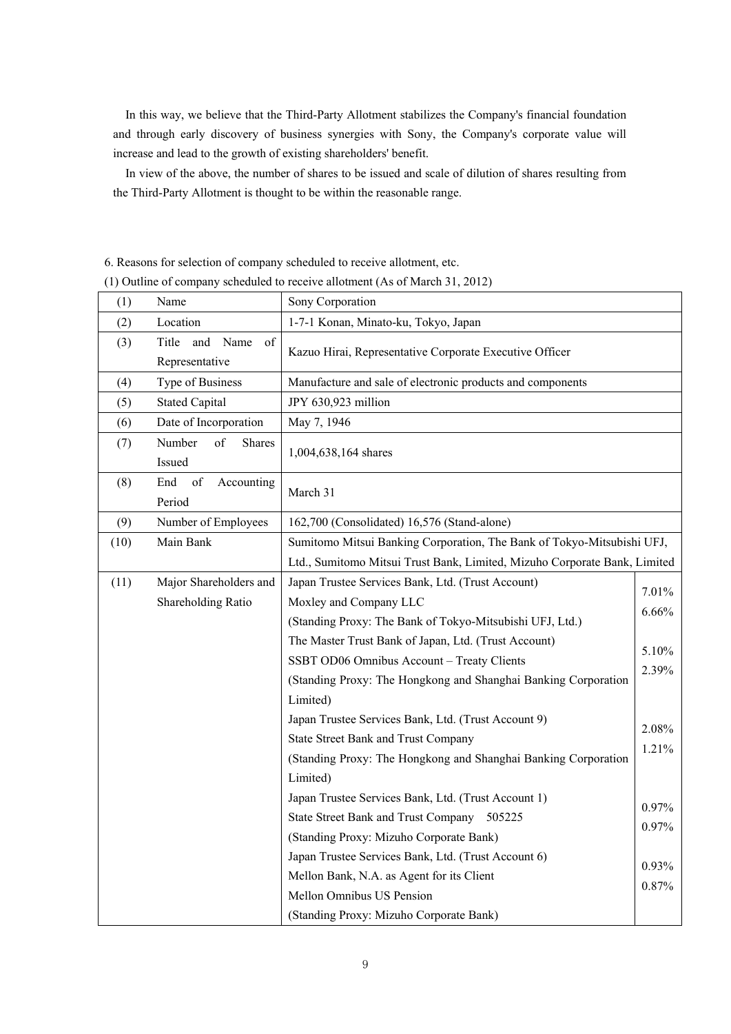In this way, we believe that the Third-Party Allotment stabilizes the Company's financial foundation and through early discovery of business synergies with Sony, the Company's corporate value will increase and lead to the growth of existing shareholders' benefit.

In view of the above, the number of shares to be issued and scale of dilution of shares resulting from the Third-Party Allotment is thought to be within the reasonable range.

6. Reasons for selection of company scheduled to receive allotment, etc.

(1) Outline of company scheduled to receive allotment (As of March 31, 2012)

| (1) | Name | Sony Corporation | |
|---|---|---|---|
| (2) | Location | 1-7-1 Konan, Minato-ku, Tokyo, Japan | |
| (3) | Title and Name of Representative | Kazuo Hirai, Representative Corporate Executive Officer | |
| (4) | Type of Business | Manufacture and sale of electronic products and components | |
| (5) | Stated Capital | JPY 630,923 million | |
| (6) | Date of Incorporation | May 7, 1946 | |
| (7) | Number of Shares Issued | 1,004,638,164 shares | |
| (8) | End of Accounting Period | March 31 | |
| (9) | Number of Employees | 162,700 (Consolidated) 16,576 (Stand-alone) | |
| (10) | Main Bank | Sumitomo Mitsui Banking Corporation, The Bank of Tokyo-Mitsubishi UFJ, Ltd., Sumitomo Mitsui Trust Bank, Limited, Mizuho Corporate Bank, Limited | |
| (11) | Major Shareholders and Shareholding Ratio | Japan Trustee Services Bank, Ltd. (Trust Account) | 7.01% |
| | | Moxley and Company LLC (Standing Proxy: The Bank of Tokyo-Mitsubishi UFJ, Ltd.) | 6.66% |
| | | The Master Trust Bank of Japan, Ltd. (Trust Account) | 5.10% |
| | | SSBT OD06 Omnibus Account – Treaty Clients (Standing Proxy: The Hongkong and Shanghai Banking Corporation Limited) | 2.39% |
| | | Japan Trustee Services Bank, Ltd. (Trust Account 9) | 2.08% |
| | | State Street Bank and Trust Company (Standing Proxy: The Hongkong and Shanghai Banking Corporation Limited) | 1.21% |
| | | Japan Trustee Services Bank, Ltd. (Trust Account 1) | 0.97% |
| | | State Street Bank and Trust Company 505225 (Standing Proxy: Mizuho Corporate Bank) | 0.97% |
| | | Japan Trustee Services Bank, Ltd. (Trust Account 6) | 0.93% |
| | | Mellon Bank, N.A. as Agent for its Client Mellon Omnibus US Pension (Standing Proxy: Mizuho Corporate Bank) | 0.87% |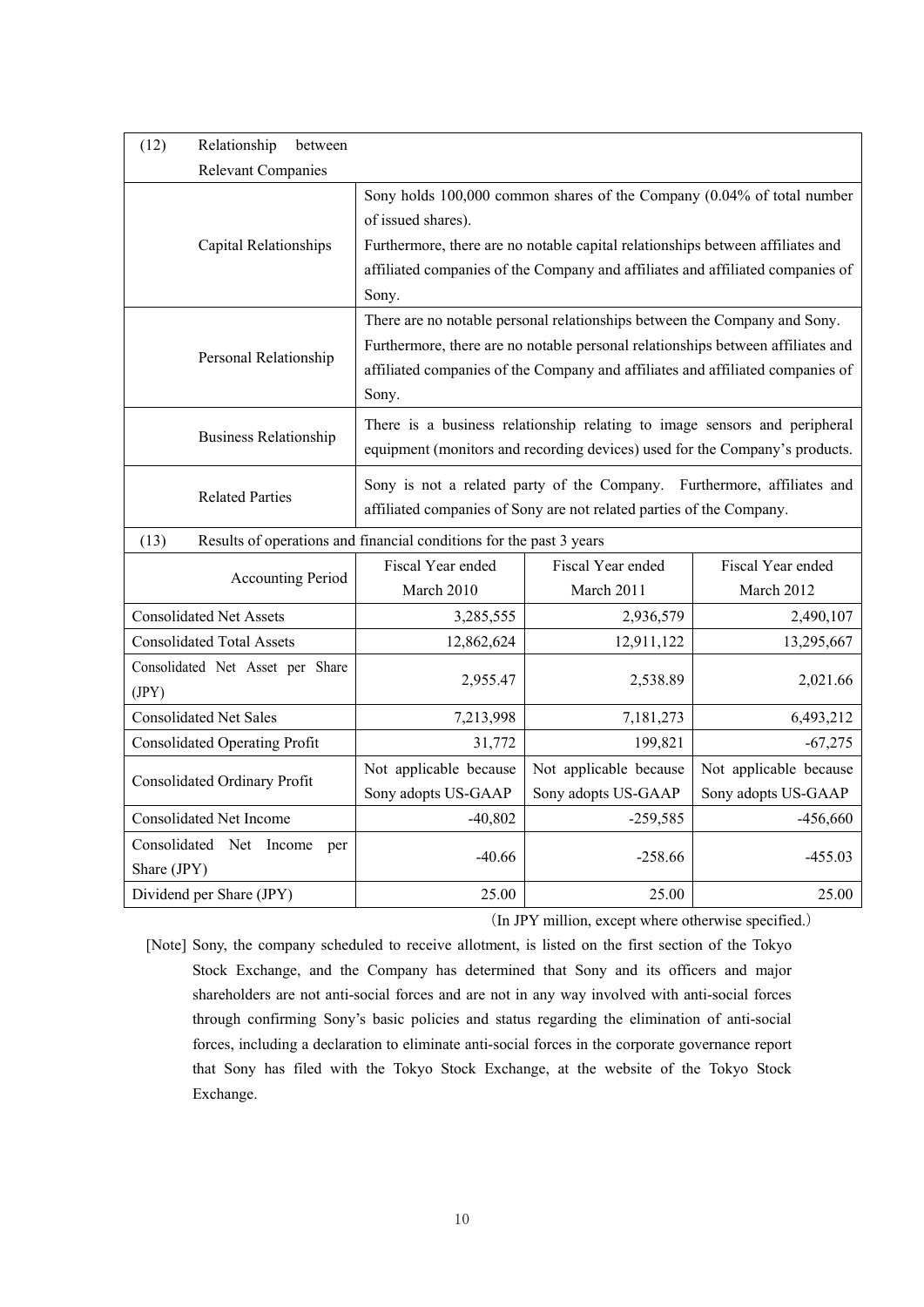| (12) Relationship between Relevant Companies | | | |
|---|---|---|---|
| Capital Relationships | Sony holds 100,000 common shares of the Company (0.04% of total number of issued shares). Furthermore, there are no notable capital relationships between affiliates and affiliated companies of the Company and affiliates and affiliated companies of Sony. | | |
| Personal Relationship | There are no notable personal relationships between the Company and Sony. Furthermore, there are no notable personal relationships between affiliates and affiliated companies of the Company and affiliates and affiliated companies of Sony. | | |
| Business Relationship | There is a business relationship relating to image sensors and peripheral equipment (monitors and recording devices) used for the Company's products. | | |
| Related Parties | Sony is not a related party of the Company. Furthermore, affiliates and affiliated companies of Sony are not related parties of the Company. | | |

| (13) Results of operations and financial conditions for the past 3 years | | | |
|---|---|---|---|
| Accounting Period | Fiscal Year ended March 2010 | Fiscal Year ended March 2011 | Fiscal Year ended March 2012 |
| Consolidated Net Assets | 3,285,555 | 2,936,579 | 2,490,107 |
| Consolidated Total Assets | 12,862,624 | 12,911,122 | 13,295,667 |
| Consolidated Net Asset per Share (JPY) | 2,955.47 | 2,538.89 | 2,021.66 |
| Consolidated Net Sales | 7,213,998 | 7,181,273 | 6,493,212 |
| Consolidated Operating Profit | 31,772 | 199,821 | -67,275 |
| Consolidated Ordinary Profit | Not applicable because Sony adopts US-GAAP | Not applicable because Sony adopts US-GAAP | Not applicable because Sony adopts US-GAAP |
| Consolidated Net Income | -40,802 | -259,585 | -456,660 |
| Consolidated Net Income per Share (JPY) | -40.66 | -258.66 | -455.03 |
| Dividend per Share (JPY) | 25.00 | 25.00 | 25.00 |

(In JPY million, except where otherwise specified.)

[Note] Sony, the company scheduled to receive allotment, is listed on the first section of the Tokyo Stock Exchange, and the Company has determined that Sony and its officers and major shareholders are not anti-social forces and are not in any way involved with anti-social forces through confirming Sony's basic policies and status regarding the elimination of anti-social forces, including a declaration to eliminate anti-social forces in the corporate governance report that Sony has filed with the Tokyo Stock Exchange, at the website of the Tokyo Stock Exchange.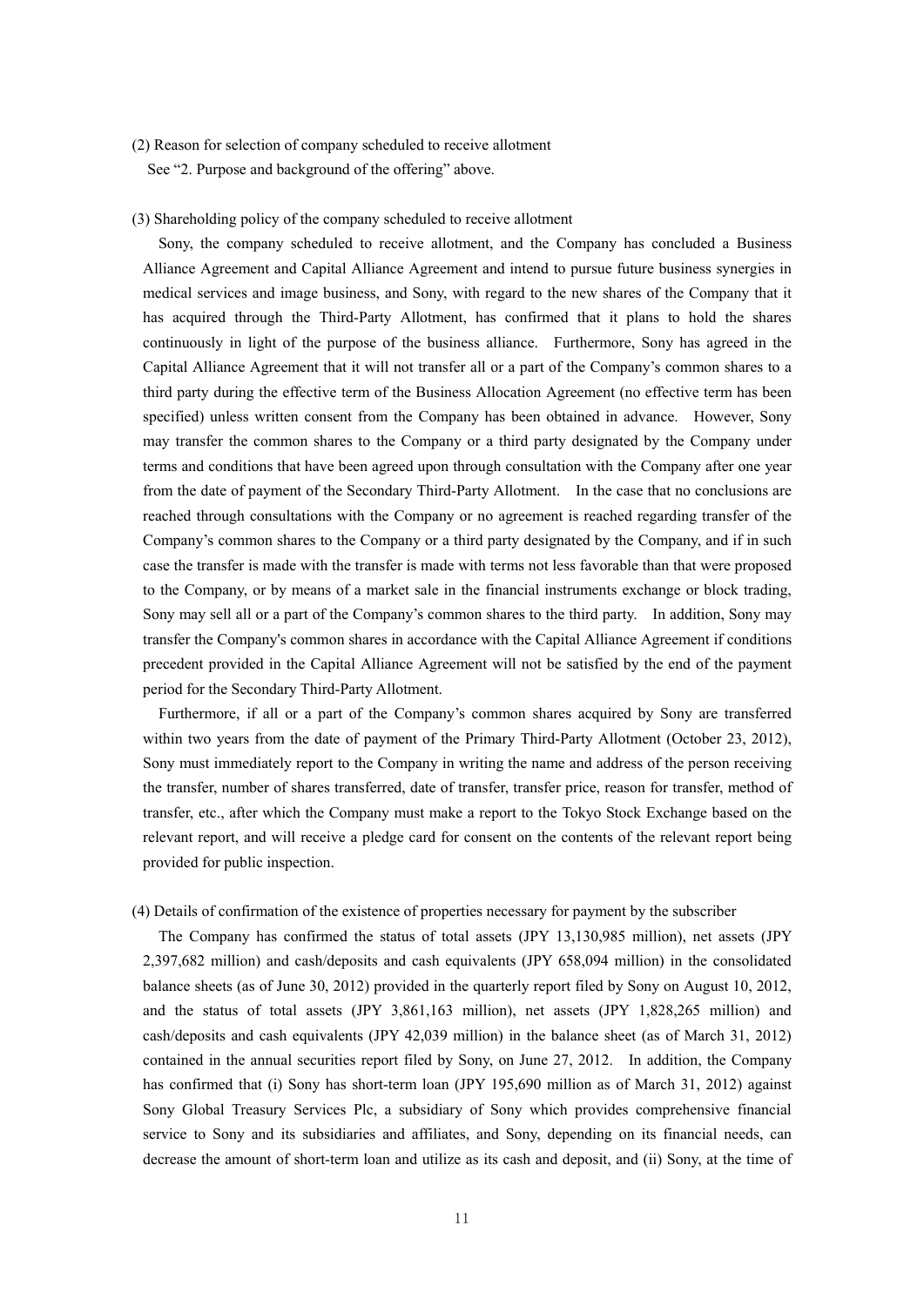(2) Reason for selection of company scheduled to receive allotment

See "2. Purpose and background of the offering" above.

(3) Shareholding policy of the company scheduled to receive allotment

Sony, the company scheduled to receive allotment, and the Company has concluded a Business Alliance Agreement and Capital Alliance Agreement and intend to pursue future business synergies in medical services and image business, and Sony, with regard to the new shares of the Company that it has acquired through the Third-Party Allotment, has confirmed that it plans to hold the shares continuously in light of the purpose of the business alliance. Furthermore, Sony has agreed in the Capital Alliance Agreement that it will not transfer all or a part of the Company's common shares to a third party during the effective term of the Business Allocation Agreement (no effective term has been specified) unless written consent from the Company has been obtained in advance. However, Sony may transfer the common shares to the Company or a third party designated by the Company under terms and conditions that have been agreed upon through consultation with the Company after one year from the date of payment of the Secondary Third-Party Allotment. In the case that no conclusions are reached through consultations with the Company or no agreement is reached regarding transfer of the Company's common shares to the Company or a third party designated by the Company, and if in such case the transfer is made with the transfer is made with terms not less favorable than that were proposed to the Company, or by means of a market sale in the financial instruments exchange or block trading, Sony may sell all or a part of the Company's common shares to the third party. In addition, Sony may transfer the Company's common shares in accordance with the Capital Alliance Agreement if conditions precedent provided in the Capital Alliance Agreement will not be satisfied by the end of the payment period for the Secondary Third-Party Allotment.

Furthermore, if all or a part of the Company's common shares acquired by Sony are transferred within two years from the date of payment of the Primary Third-Party Allotment (October 23, 2012), Sony must immediately report to the Company in writing the name and address of the person receiving the transfer, number of shares transferred, date of transfer, transfer price, reason for transfer, method of transfer, etc., after which the Company must make a report to the Tokyo Stock Exchange based on the relevant report, and will receive a pledge card for consent on the contents of the relevant report being provided for public inspection.

(4) Details of confirmation of the existence of properties necessary for payment by the subscriber

The Company has confirmed the status of total assets (JPY 13,130,985 million), net assets (JPY 2,397,682 million) and cash/deposits and cash equivalents (JPY 658,094 million) in the consolidated balance sheets (as of June 30, 2012) provided in the quarterly report filed by Sony on August 10, 2012, and the status of total assets (JPY 3,861,163 million), net assets (JPY 1,828,265 million) and cash/deposits and cash equivalents (JPY 42,039 million) in the balance sheet (as of March 31, 2012) contained in the annual securities report filed by Sony, on June 27, 2012. In addition, the Company has confirmed that (i) Sony has short-term loan (JPY 195,690 million as of March 31, 2012) against Sony Global Treasury Services Plc, a subsidiary of Sony which provides comprehensive financial service to Sony and its subsidiaries and affiliates, and Sony, depending on its financial needs, can decrease the amount of short-term loan and utilize as its cash and deposit, and (ii) Sony, at the time of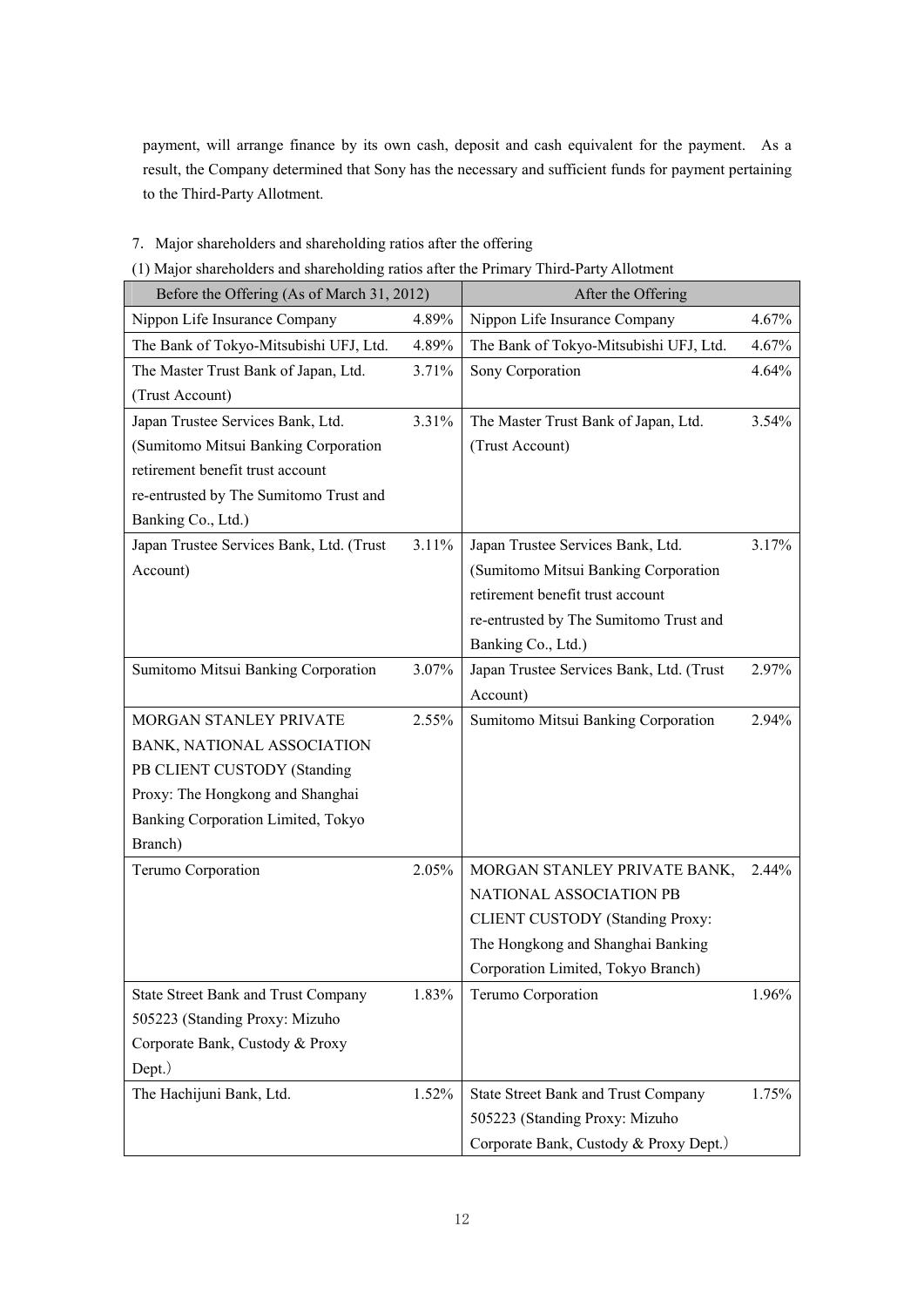payment, will arrange finance by its own cash, deposit and cash equivalent for the payment. As a result, the Company determined that Sony has the necessary and sufficient funds for payment pertaining to the Third-Party Allotment.

7. Major shareholders and shareholding ratios after the offering

(1) Major shareholders and shareholding ratios after the Primary Third-Party Allotment

| Before the Offering (As of March 31, 2012) | | After the Offering | |
|---|---|---|---|
| Nippon Life Insurance Company | 4.89% | Nippon Life Insurance Company | 4.67% |
| The Bank of Tokyo-Mitsubishi UFJ, Ltd. | 4.89% | The Bank of Tokyo-Mitsubishi UFJ, Ltd. | 4.67% |
| The Master Trust Bank of Japan, Ltd. (Trust Account) | 3.71% | Sony Corporation | 4.64% |
| Japan Trustee Services Bank, Ltd. (Sumitomo Mitsui Banking Corporation retirement benefit trust account re-entrusted by The Sumitomo Trust and Banking Co., Ltd.) | 3.31% | The Master Trust Bank of Japan, Ltd. (Trust Account) | 3.54% |
| Japan Trustee Services Bank, Ltd. (Trust Account) | 3.11% | Japan Trustee Services Bank, Ltd. (Sumitomo Mitsui Banking Corporation retirement benefit trust account re-entrusted by The Sumitomo Trust and Banking Co., Ltd.) | 3.17% |
| Sumitomo Mitsui Banking Corporation | 3.07% | Japan Trustee Services Bank, Ltd. (Trust Account) | 2.97% |
| MORGAN STANLEY PRIVATE BANK, NATIONAL ASSOCIATION PB CLIENT CUSTODY (Standing Proxy: The Hongkong and Shanghai Banking Corporation Limited, Tokyo Branch) | 2.55% | Sumitomo Mitsui Banking Corporation | 2.94% |
| Terumo Corporation | 2.05% | MORGAN STANLEY PRIVATE BANK, NATIONAL ASSOCIATION PB CLIENT CUSTODY (Standing Proxy: The Hongkong and Shanghai Banking Corporation Limited, Tokyo Branch) | 2.44% |
| State Street Bank and Trust Company 505223 (Standing Proxy: Mizuho Corporate Bank, Custody & Proxy Dept.) | 1.83% | Terumo Corporation | 1.96% |
| The Hachijuni Bank, Ltd. | 1.52% | State Street Bank and Trust Company 505223 (Standing Proxy: Mizuho Corporate Bank, Custody & Proxy Dept.) | 1.75% |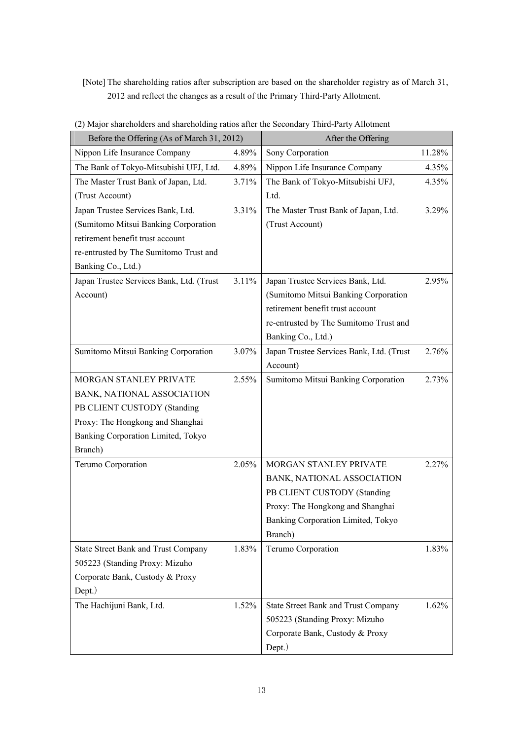[Note] The shareholding ratios after subscription are based on the shareholder registry as of March 31, 2012 and reflect the changes as a result of the Primary Third-Party Allotment.

(2) Major shareholders and shareholding ratios after the Secondary Third-Party Allotment

| Before the Offering (As of March 31, 2012) | | After the Offering | |
|---|---|---|---|
| Nippon Life Insurance Company | 4.89% | Sony Corporation | 11.28% |
| The Bank of Tokyo-Mitsubishi UFJ, Ltd. | 4.89% | Nippon Life Insurance Company | 4.35% |
| The Master Trust Bank of Japan, Ltd. (Trust Account) | 3.71% | The Bank of Tokyo-Mitsubishi UFJ, Ltd. | 4.35% |
| Japan Trustee Services Bank, Ltd. (Sumitomo Mitsui Banking Corporation retirement benefit trust account re-entrusted by The Sumitomo Trust and Banking Co., Ltd.) | 3.31% | The Master Trust Bank of Japan, Ltd. (Trust Account) | 3.29% |
| Japan Trustee Services Bank, Ltd. (Trust Account) | 3.11% | Japan Trustee Services Bank, Ltd. (Sumitomo Mitsui Banking Corporation retirement benefit trust account re-entrusted by The Sumitomo Trust and Banking Co., Ltd.) | 2.95% |
| Sumitomo Mitsui Banking Corporation | 3.07% | Japan Trustee Services Bank, Ltd. (Trust Account) | 2.76% |
| MORGAN STANLEY PRIVATE BANK, NATIONAL ASSOCIATION PB CLIENT CUSTODY (Standing Proxy: The Hongkong and Shanghai Banking Corporation Limited, Tokyo Branch) | 2.55% | Sumitomo Mitsui Banking Corporation | 2.73% |
| Terumo Corporation | 2.05% | MORGAN STANLEY PRIVATE BANK, NATIONAL ASSOCIATION PB CLIENT CUSTODY (Standing Proxy: The Hongkong and Shanghai Banking Corporation Limited, Tokyo Branch) | 2.27% |
| State Street Bank and Trust Company 505223 (Standing Proxy: Mizuho Corporate Bank, Custody & Proxy Dept.) | 1.83% | Terumo Corporation | 1.83% |
| The Hachijuni Bank, Ltd. | 1.52% | State Street Bank and Trust Company 505223 (Standing Proxy: Mizuho Corporate Bank, Custody & Proxy Dept.) | 1.62% |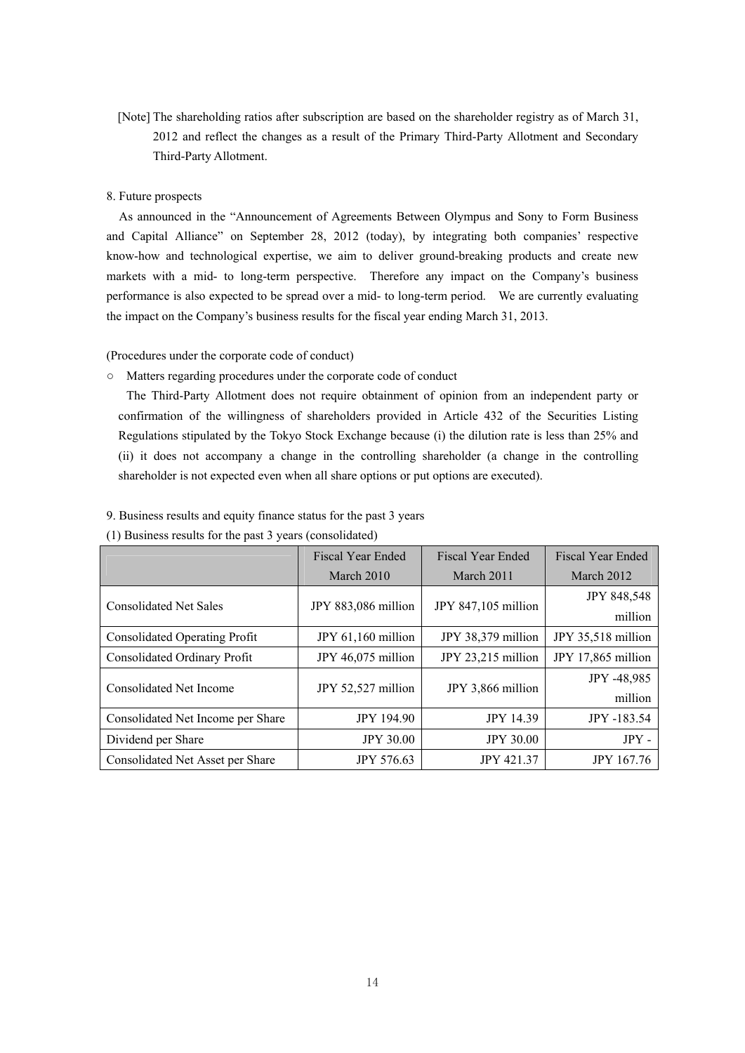[Note] The shareholding ratios after subscription are based on the shareholder registry as of March 31, 2012 and reflect the changes as a result of the Primary Third-Party Allotment and Secondary Third-Party Allotment.

8. Future prospects

As announced in the "Announcement of Agreements Between Olympus and Sony to Form Business and Capital Alliance" on September 28, 2012 (today), by integrating both companies' respective know-how and technological expertise, we aim to deliver ground-breaking products and create new markets with a mid- to long-term perspective. Therefore any impact on the Company's business performance is also expected to be spread over a mid- to long-term period. We are currently evaluating the impact on the Company's business results for the fiscal year ending March 31, 2013.

(Procedures under the corporate code of conduct)

○ Matters regarding procedures under the corporate code of conduct

The Third-Party Allotment does not require obtainment of opinion from an independent party or confirmation of the willingness of shareholders provided in Article 432 of the Securities Listing Regulations stipulated by the Tokyo Stock Exchange because (i) the dilution rate is less than 25% and (ii) it does not accompany a change in the controlling shareholder (a change in the controlling shareholder is not expected even when all share options or put options are executed).

9. Business results and equity finance status for the past 3 years

(1) Business results for the past 3 years (consolidated)

| | Fiscal Year Ended March 2010 | Fiscal Year Ended March 2011 | Fiscal Year Ended March 2012 |
|---|---|---|---|
| Consolidated Net Sales | JPY 883,086 million | JPY 847,105 million | JPY 848,548 million |
| Consolidated Operating Profit | JPY 61,160 million | JPY 38,379 million | JPY 35,518 million |
| Consolidated Ordinary Profit | JPY 46,075 million | JPY 23,215 million | JPY 17,865 million |
| Consolidated Net Income | JPY 52,527 million | JPY 3,866 million | JPY -48,985 million |
| Consolidated Net Income per Share | JPY 194.90 | JPY 14.39 | JPY -183.54 |
| Dividend per Share | JPY 30.00 | JPY 30.00 | JPY - |
| Consolidated Net Asset per Share | JPY 576.63 | JPY 421.37 | JPY 167.76 |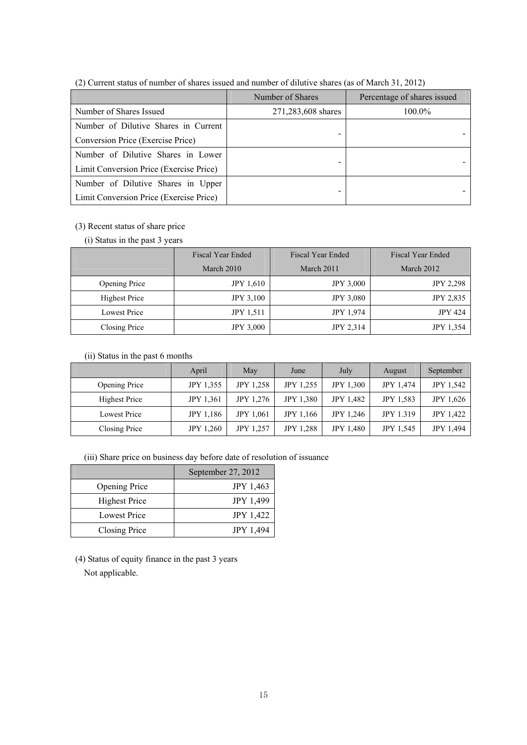(2) Current status of number of shares issued and number of dilutive shares (as of March 31, 2012)

| | Number of Shares | Percentage of shares issued |
|---|---|---|
| Number of Shares Issued | 271,283,608 shares | 100.0% |
| Number of Dilutive Shares in Current Conversion Price (Exercise Price) | - | - |
| Number of Dilutive Shares in Lower Limit Conversion Price (Exercise Price) | - | - |
| Number of Dilutive Shares in Upper Limit Conversion Price (Exercise Price) | - | - |

(3) Recent status of share price

(i) Status in the past 3 years

| | Fiscal Year Ended March 2010 | Fiscal Year Ended March 2011 | Fiscal Year Ended March 2012 |
|---|---|---|---|
| Opening Price | JPY 1,610 | JPY 3,000 | JPY 2,298 |
| Highest Price | JPY 3,100 | JPY 3,080 | JPY 2,835 |
| Lowest Price | JPY 1,511 | JPY 1,974 | JPY 424 |
| Closing Price | JPY 3,000 | JPY 2,314 | JPY 1,354 |

(ii) Status in the past 6 months

| | April | May | June | July | August | September |
|---|---|---|---|---|---|---|
| Opening Price | JPY 1,355 | JPY 1,258 | JPY 1,255 | JPY 1,300 | JPY 1,474 | JPY 1,542 |
| Highest Price | JPY 1,361 | JPY 1,276 | JPY 1,380 | JPY 1,482 | JPY 1,583 | JPY 1,626 |
| Lowest Price | JPY 1,186 | JPY 1,061 | JPY 1,166 | JPY 1,246 | JPY 1.319 | JPY 1,422 |
| Closing Price | JPY 1,260 | JPY 1,257 | JPY 1,288 | JPY 1,480 | JPY 1,545 | JPY 1,494 |

(iii) Share price on business day before date of resolution of issuance

| | September 27, 2012 |
|---|---|
| Opening Price | JPY 1,463 |
| Highest Price | JPY 1,499 |
| Lowest Price | JPY 1,422 |
| Closing Price | JPY 1,494 |

(4) Status of equity finance in the past 3 years

Not applicable.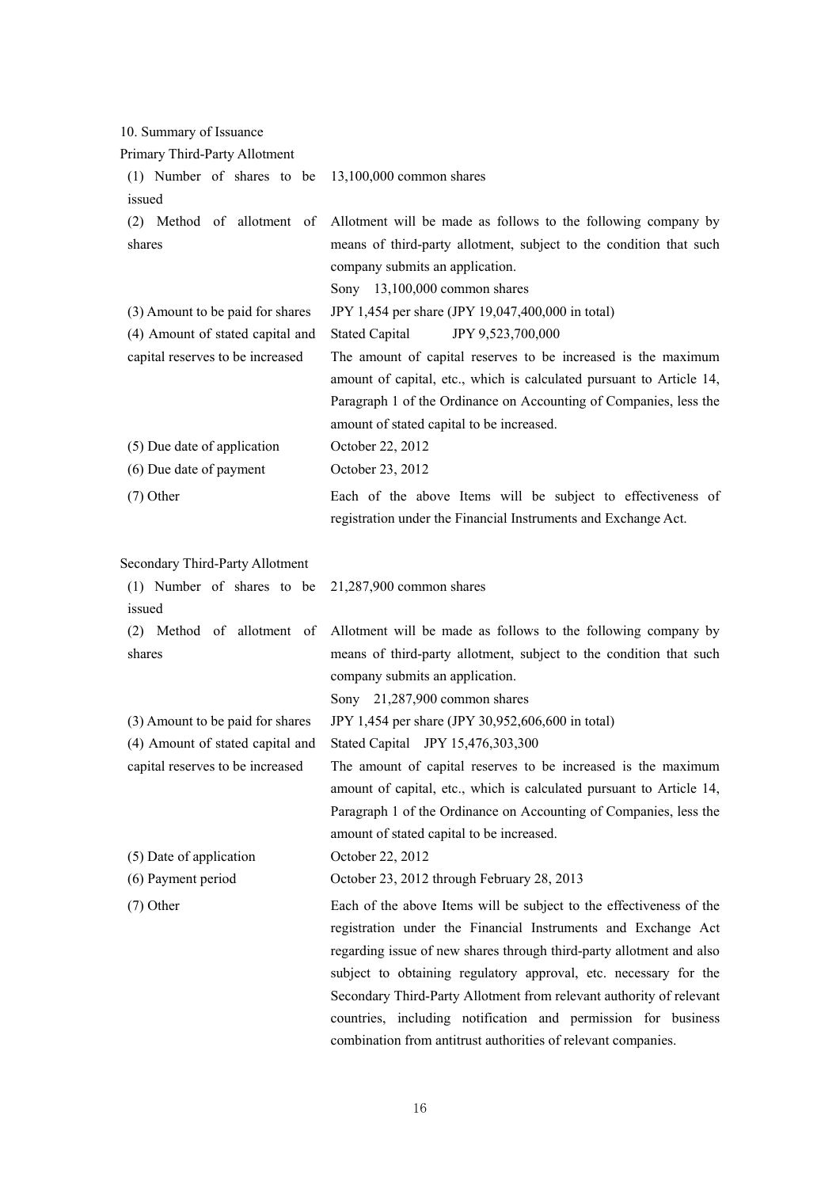10. Summary of Issuance

Primary Third-Party Allotment

| | |
|---|---|
| (1) Number of shares to be issued | 13,100,000 common shares |
| (2) Method of allotment of shares | Allotment will be made as follows to the following company by means of third-party allotment, subject to the condition that such company submits an application.<br>Sony 13,100,000 common shares |
| (3) Amount to be paid for shares | JPY 1,454 per share (JPY 19,047,400,000 in total) |
| (4) Amount of stated capital and capital reserves to be increased | Stated Capital JPY 9,523,700,000<br>The amount of capital reserves to be increased is the maximum amount of capital, etc., which is calculated pursuant to Article 14, Paragraph 1 of the Ordinance on Accounting of Companies, less the amount of stated capital to be increased. |
| (5) Due date of application | October 22, 2012 |
| (6) Due date of payment | October 23, 2012 |
| (7) Other | Each of the above Items will be subject to effectiveness of registration under the Financial Instruments and Exchange Act. |

Secondary Third-Party Allotment

| | |
|---|---|
| (1) Number of shares to be issued | 21,287,900 common shares |
| (2) Method of allotment of shares | Allotment will be made as follows to the following company by means of third-party allotment, subject to the condition that such company submits an application.<br>Sony 21,287,900 common shares |
| (3) Amount to be paid for shares | JPY 1,454 per share (JPY 30,952,606,600 in total) |
| (4) Amount of stated capital and capital reserves to be increased | Stated Capital JPY 15,476,303,300<br>The amount of capital reserves to be increased is the maximum amount of capital, etc., which is calculated pursuant to Article 14, Paragraph 1 of the Ordinance on Accounting of Companies, less the amount of stated capital to be increased. |
| (5) Date of application | October 22, 2012 |
| (6) Payment period | October 23, 2012 through February 28, 2013 |
| (7) Other | Each of the above Items will be subject to the effectiveness of the registration under the Financial Instruments and Exchange Act regarding issue of new shares through third-party allotment and also subject to obtaining regulatory approval, etc. necessary for the Secondary Third-Party Allotment from relevant authority of relevant countries, including notification and permission for business combination from antitrust authorities of relevant companies. |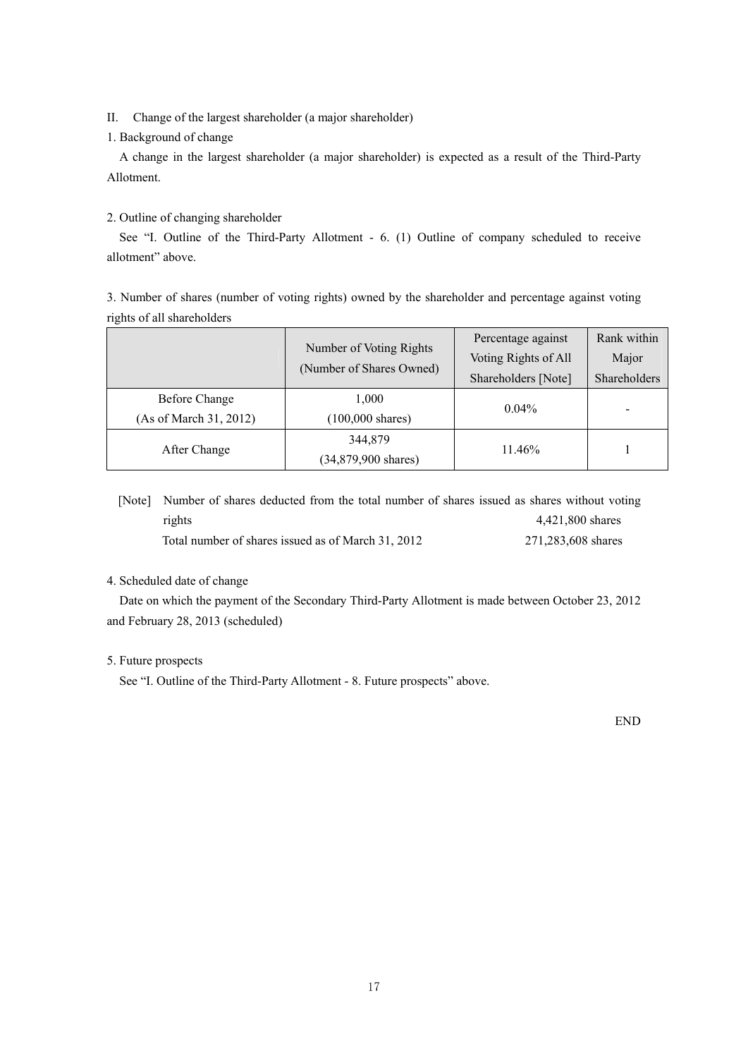II. Change of the largest shareholder (a major shareholder)

1. Background of change

A change in the largest shareholder (a major shareholder) is expected as a result of the Third-Party Allotment.

2. Outline of changing shareholder

See "I. Outline of the Third-Party Allotment - 6. (1) Outline of company scheduled to receive allotment" above.

3. Number of shares (number of voting rights) owned by the shareholder and percentage against voting rights of all shareholders

| | Number of Voting Rights (Number of Shares Owned) | Percentage against Voting Rights of All Shareholders [Note] | Rank within Major Shareholders |
|---|---|---|---|
| Before Change (As of March 31, 2012) | 1,000 (100,000 shares) | 0.04% | - |
| After Change | 344,879 (34,879,900 shares) | 11.46% | 1 |

[Note] Number of shares deducted from the total number of shares issued as shares without voting rights 4,421,800 shares
Total number of shares issued as of March 31, 2012 271,283,608 shares

4. Scheduled date of change

Date on which the payment of the Secondary Third-Party Allotment is made between October 23, 2012 and February 28, 2013 (scheduled)

5. Future prospects

See "I. Outline of the Third-Party Allotment - 8. Future prospects" above.

END